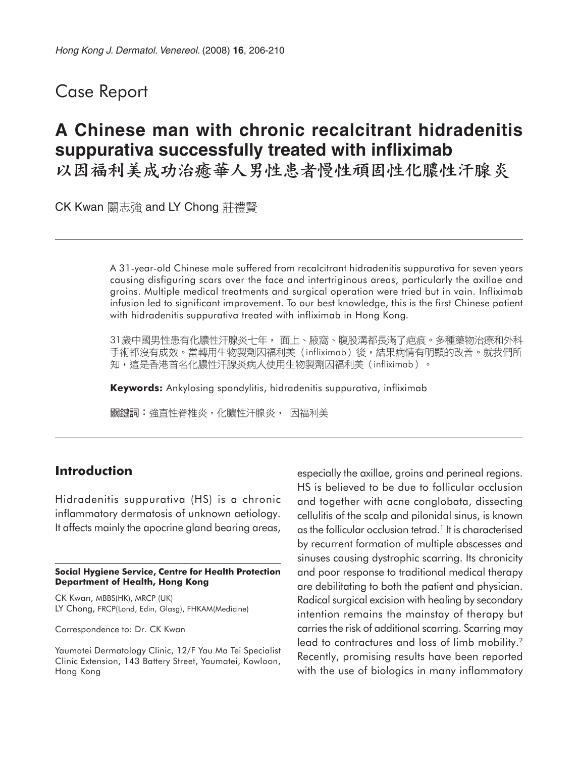# Case Report

## A Chinese man with chronic recalcitrant hidradenitis suppurativa successfully treated with infliximab
## 以因福利美成功治癒華人男性患者慢性頑固性化膿性汗腺炎

CK Kwan 關志強 and LY Chong 莊禮賢

A 31-year-old Chinese male suffered from recalcitrant hidradenitis suppurativa for seven years causing disfiguring scars over the face and intertriginous areas, particularly the axillae and groins. Multiple medical treatments and surgical operation were tried but in vain. Infliximab infusion led to significant improvement. To our best knowledge, this is the first Chinese patient with hidradenitis suppurativa treated with infliximab in Hong Kong.

31歲中國男性患有化膿性汗腺炎七年， 面上、腋窩、腹股溝都長滿了疤痕。多種藥物治療和外科手術都沒有成效。當轉用生物製劑因福利美（infliximab）後，結果病情有明顯的改善。就我們所知，這是香港首名化膿性汗腺炎病人使用生物製劑因福利美（infliximab）。

**Keywords:** Ankylosing spondylitis, hidradenitis suppurativa, infliximab

**關鍵詞：**強直性脊椎炎，化膿性汗腺炎， 因福利美

## Introduction

Hidradenitis suppurativa (HS) is a chronic inflammatory dermatosis of unknown aetiology. It affects mainly the apocrine gland bearing areas, especially the axillae, groins and perineal regions. HS is believed to be due to follicular occlusion and together with acne conglobata, dissecting cellulitis of the scalp and pilonidal sinus, is known as the follicular occlusion tetrad.[1] It is characterised by recurrent formation of multiple abscesses and sinuses causing dystrophic scarring. Its chronicity and poor response to traditional medical therapy are debilitating to both the patient and physician. Radical surgical excision with healing by secondary intention remains the mainstay of therapy but carries the risk of additional scarring. Scarring may lead to contractures and loss of limb mobility.[2] Recently, promising results have been reported with the use of biologics in many inflammatory

**Social Hygiene Service, Centre for Health Protection Department of Health, Hong Kong**

CK Kwan, MBBS(HK), MRCP (UK)
LY Chong, FRCP(Lond, Edin, Glasg), FHKAM(Medicine)

Correspondence to: Dr. CK Kwan

Yaumatei Dermatology Clinic, 12/F Yau Ma Tei Specialist Clinic Extension, 143 Battery Street, Yaumatei, Kowloon, Hong Kong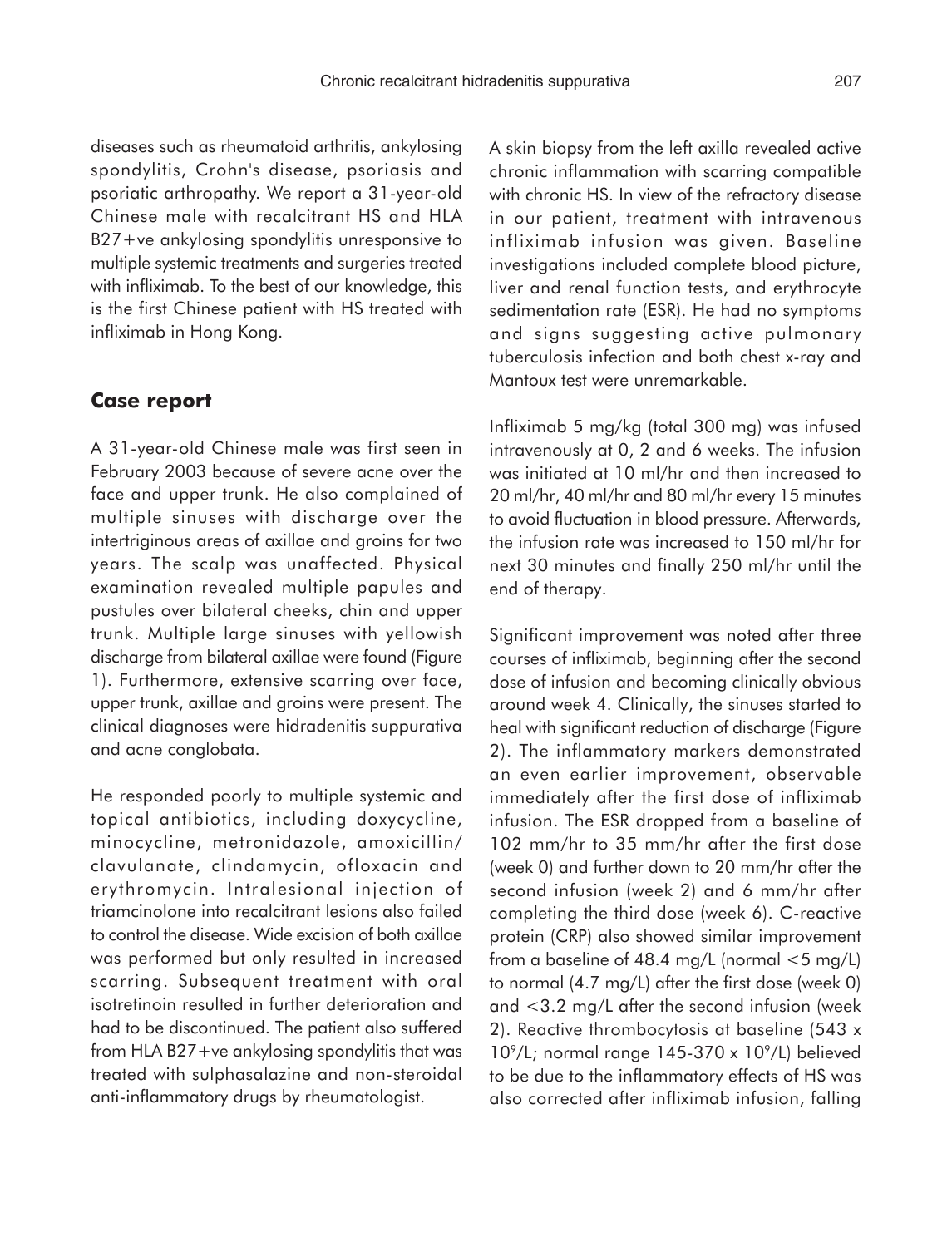diseases such as rheumatoid arthritis, ankylosing spondylitis, Crohn's disease, psoriasis and psoriatic arthropathy. We report a 31-year-old Chinese male with recalcitrant HS and HLA B27+ve ankylosing spondylitis unresponsive to multiple systemic treatments and surgeries treated with infliximab. To the best of our knowledge, this is the first Chinese patient with HS treated with infliximab in Hong Kong.

## Case report

A 31-year-old Chinese male was first seen in February 2003 because of severe acne over the face and upper trunk. He also complained of multiple sinuses with discharge over the intertriginous areas of axillae and groins for two years. The scalp was unaffected. Physical examination revealed multiple papules and pustules over bilateral cheeks, chin and upper trunk. Multiple large sinuses with yellowish discharge from bilateral axillae were found (Figure 1). Furthermore, extensive scarring over face, upper trunk, axillae and groins were present. The clinical diagnoses were hidradenitis suppurativa and acne conglobata.

He responded poorly to multiple systemic and topical antibiotics, including doxycycline, minocycline, metronidazole, amoxicillin/clavulanate, clindamycin, ofloxacin and erythromycin. Intralesional injection of triamcinolone into recalcitrant lesions also failed to control the disease. Wide excision of both axillae was performed but only resulted in increased scarring. Subsequent treatment with oral isotretinoin resulted in further deterioration and had to be discontinued. The patient also suffered from HLA B27+ve ankylosing spondylitis that was treated with sulphasalazine and non-steroidal anti-inflammatory drugs by rheumatologist.

A skin biopsy from the left axilla revealed active chronic inflammation with scarring compatible with chronic HS. In view of the refractory disease in our patient, treatment with intravenous infliximab infusion was given. Baseline investigations included complete blood picture, liver and renal function tests, and erythrocyte sedimentation rate (ESR). He had no symptoms and signs suggesting active pulmonary tuberculosis infection and both chest x-ray and Mantoux test were unremarkable.

Infliximab 5 mg/kg (total 300 mg) was infused intravenously at 0, 2 and 6 weeks. The infusion was initiated at 10 ml/hr and then increased to 20 ml/hr, 40 ml/hr and 80 ml/hr every 15 minutes to avoid fluctuation in blood pressure. Afterwards, the infusion rate was increased to 150 ml/hr for next 30 minutes and finally 250 ml/hr until the end of therapy.

Significant improvement was noted after three courses of infliximab, beginning after the second dose of infusion and becoming clinically obvious around week 4. Clinically, the sinuses started to heal with significant reduction of discharge (Figure 2). The inflammatory markers demonstrated an even earlier improvement, observable immediately after the first dose of infliximab infusion. The ESR dropped from a baseline of 102 mm/hr to 35 mm/hr after the first dose (week 0) and further down to 20 mm/hr after the second infusion (week 2) and 6 mm/hr after completing the third dose (week 6). C-reactive protein (CRP) also showed similar improvement from a baseline of 48.4 mg/L (normal <5 mg/L) to normal (4.7 mg/L) after the first dose (week 0) and <3.2 mg/L after the second infusion (week 2). Reactive thrombocytosis at baseline (543 x $10^9$/L; normal range 145-370 x $10^9$/L) believed to be due to the inflammatory effects of HS was also corrected after infliximab infusion, falling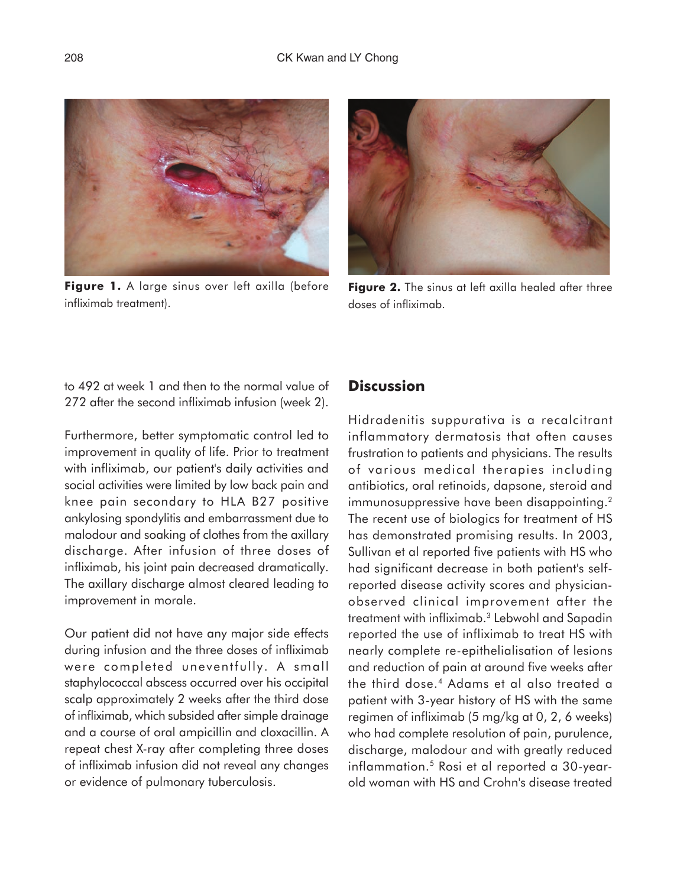Figure 1. A large sinus over left axilla (before infliximab treatment).

Figure 2. The sinus at left axilla healed after three doses of infliximab.

to 492 at week 1 and then to the normal value of 272 after the second infliximab infusion (week 2).

Furthermore, better symptomatic control led to improvement in quality of life. Prior to treatment with infliximab, our patient's daily activities and social activities were limited by low back pain and knee pain secondary to HLA B27 positive ankylosing spondylitis and embarrassment due to malodour and soaking of clothes from the axillary discharge. After infusion of three doses of infliximab, his joint pain decreased dramatically. The axillary discharge almost cleared leading to improvement in morale.

Our patient did not have any major side effects during infusion and the three doses of infliximab were completed uneventfully. A small staphylococcal abscess occurred over his occipital scalp approximately 2 weeks after the third dose of infliximab, which subsided after simple drainage and a course of oral ampicillin and cloxacillin. A repeat chest X-ray after completing three doses of infliximab infusion did not reveal any changes or evidence of pulmonary tuberculosis.

## Discussion

Hidradenitis suppurativa is a recalcitrant inflammatory dermatosis that often causes frustration to patients and physicians. The results of various medical therapies including antibiotics, oral retinoids, dapsone, steroid and immunosuppressive have been disappointing.[2] The recent use of biologics for treatment of HS has demonstrated promising results. In 2003, Sullivan et al reported five patients with HS who had significant decrease in both patient's self-reported disease activity scores and physician-observed clinical improvement after the treatment with infliximab.[3] Lebwohl and Sapadin reported the use of infliximab to treat HS with nearly complete re-epithelialisation of lesions and reduction of pain at around five weeks after the third dose.[4] Adams et al also treated a patient with 3-year history of HS with the same regimen of infliximab (5 mg/kg at 0, 2, 6 weeks) who had complete resolution of pain, purulence, discharge, malodour and with greatly reduced inflammation.[5] Rosi et al reported a 30-year-old woman with HS and Crohn's disease treated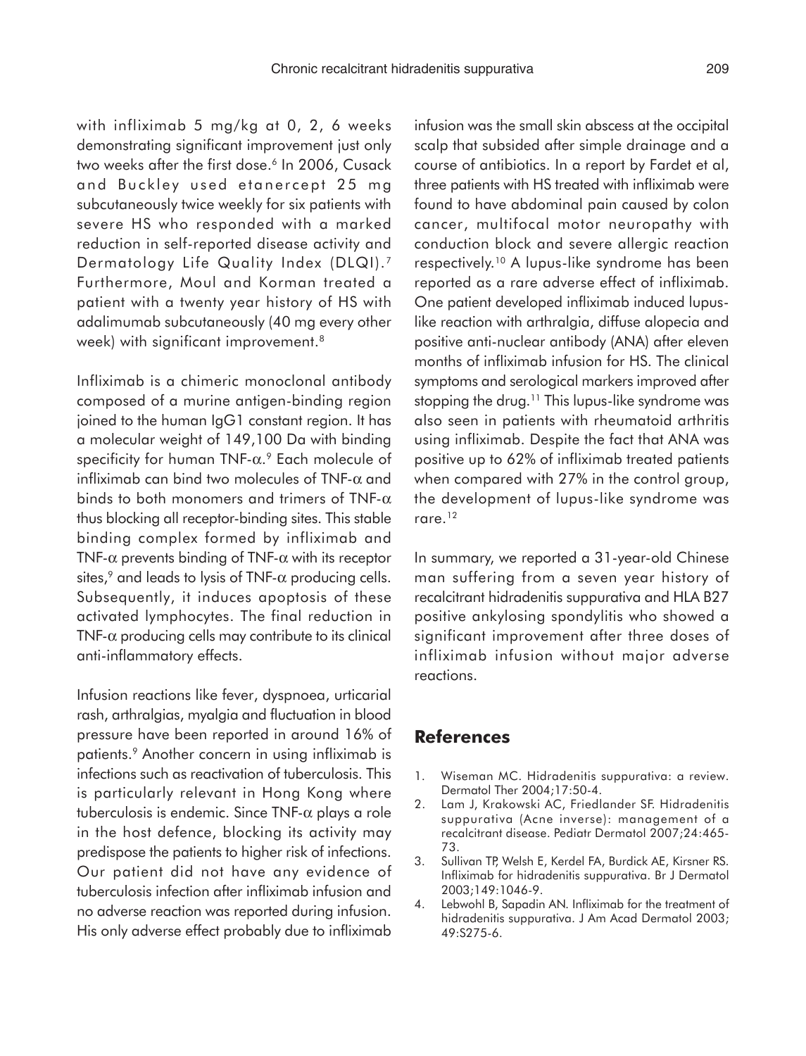with infliximab 5 mg/kg at 0, 2, 6 weeks demonstrating significant improvement just only two weeks after the first dose.[6] In 2006, Cusack and Buckley used etanercept 25 mg subcutaneously twice weekly for six patients with severe HS who responded with a marked reduction in self-reported disease activity and Dermatology Life Quality Index (DLQI).[7] Furthermore, Moul and Korman treated a patient with a twenty year history of HS with adalimumab subcutaneously (40 mg every other week) with significant improvement.[8]

Infliximab is a chimeric monoclonal antibody composed of a murine antigen-binding region joined to the human IgG1 constant region. It has a molecular weight of 149,100 Da with binding specificity for human TNF-$\alpha$.[9] Each molecule of infliximab can bind two molecules of TNF-$\alpha$ and binds to both monomers and trimers of TNF-$\alpha$ thus blocking all receptor-binding sites. This stable binding complex formed by infliximab and TNF-$\alpha$ prevents binding of TNF-$\alpha$ with its receptor sites,[9] and leads to lysis of TNF-$\alpha$ producing cells. Subsequently, it induces apoptosis of these activated lymphocytes. The final reduction in TNF-$\alpha$ producing cells may contribute to its clinical anti-inflammatory effects.

Infusion reactions like fever, dyspnoea, urticarial rash, arthralgias, myalgia and fluctuation in blood pressure have been reported in around 16% of patients.[9] Another concern in using infliximab is infections such as reactivation of tuberculosis. This is particularly relevant in Hong Kong where tuberculosis is endemic. Since TNF-$\alpha$ plays a role in the host defence, blocking its activity may predispose the patients to higher risk of infections. Our patient did not have any evidence of tuberculosis infection after infliximab infusion and no adverse reaction was reported during infusion. His only adverse effect probably due to infliximab infusion was the small skin abscess at the occipital scalp that subsided after simple drainage and a course of antibiotics. In a report by Fardet et al, three patients with HS treated with infliximab were found to have abdominal pain caused by colon cancer, multifocal motor neuropathy with conduction block and severe allergic reaction respectively.[10] A lupus-like syndrome has been reported as a rare adverse effect of infliximab. One patient developed infliximab induced lupus-like reaction with arthralgia, diffuse alopecia and positive anti-nuclear antibody (ANA) after eleven months of infliximab infusion for HS. The clinical symptoms and serological markers improved after stopping the drug.[11] This lupus-like syndrome was also seen in patients with rheumatoid arthritis using infliximab. Despite the fact that ANA was positive up to 62% of infliximab treated patients when compared with 27% in the control group, the development of lupus-like syndrome was rare.[12]

In summary, we reported a 31-year-old Chinese man suffering from a seven year history of recalcitrant hidradenitis suppurativa and HLA B27 positive ankylosing spondylitis who showed a significant improvement after three doses of infliximab infusion without major adverse reactions.

## References

1. Wiseman MC. Hidradenitis suppurativa: a review. Dermatol Ther 2004;17:50-4.
2. Lam J, Krakowski AC, Friedlander SF. Hidradenitis suppurativa (Acne inverse): management of a recalcitrant disease. Pediatr Dermatol 2007;24:465-73.
3. Sullivan TP, Welsh E, Kerdel FA, Burdick AE, Kirsner RS. Infliximab for hidradenitis suppurativa. Br J Dermatol 2003;149:1046-9.
4. Lebwohl B, Sapadin AN. Infliximab for the treatment of hidradenitis suppurativa. J Am Acad Dermatol 2003; 49:S275-6.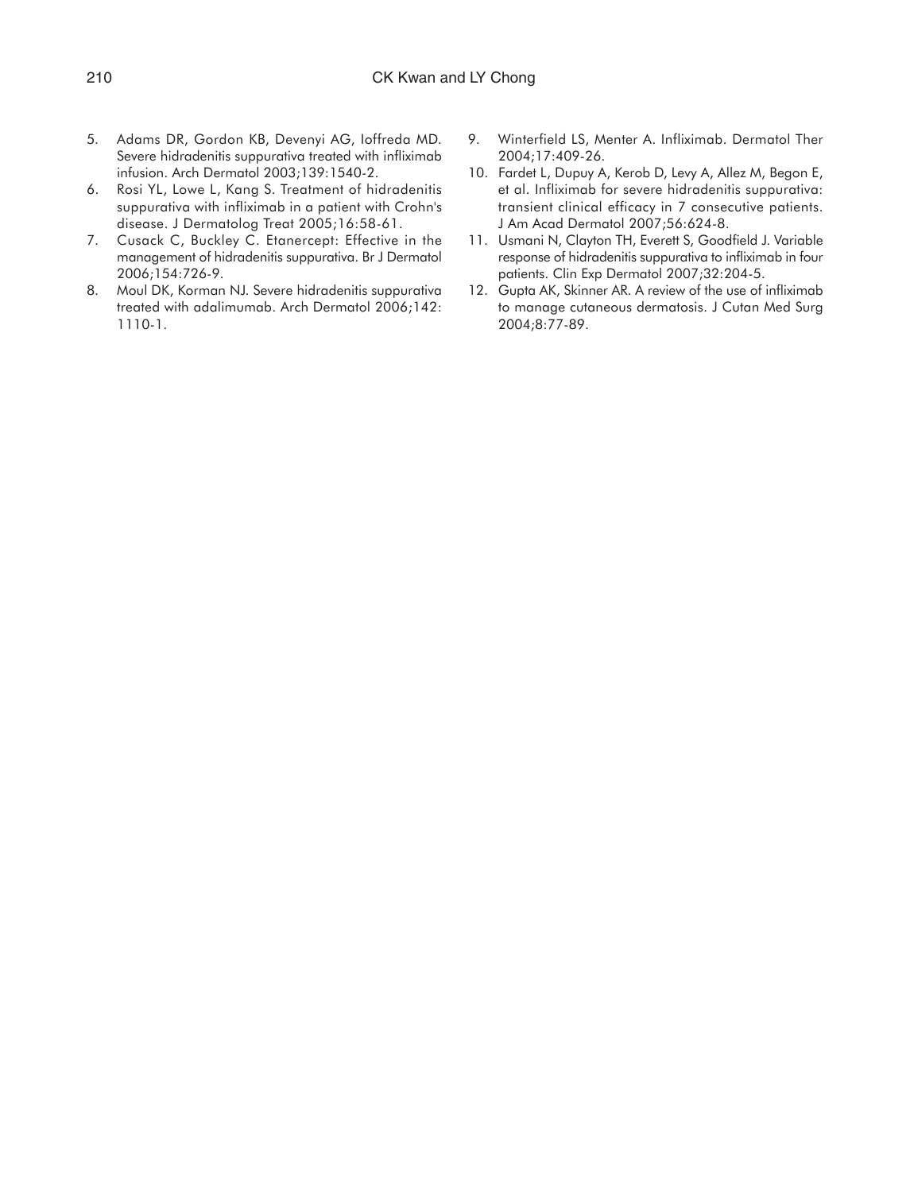5. Adams DR, Gordon KB, Devenyi AG, Ioffreda MD. Severe hidradenitis suppurativa treated with infliximab infusion. Arch Dermatol 2003;139:1540-2.
6. Rosi YL, Lowe L, Kang S. Treatment of hidradenitis suppurativa with infliximab in a patient with Crohn's disease. J Dermatolog Treat 2005;16:58-61.
7. Cusack C, Buckley C. Etanercept: Effective in the management of hidradenitis suppurativa. Br J Dermatol 2006;154:726-9.
8. Moul DK, Korman NJ. Severe hidradenitis suppurativa treated with adalimumab. Arch Dermatol 2006;142: 1110-1.
9. Winterfield LS, Menter A. Infliximab. Dermatol Ther 2004;17:409-26.
10. Fardet L, Dupuy A, Kerob D, Levy A, Allez M, Begon E, et al. Infliximab for severe hidradenitis suppurativa: transient clinical efficacy in 7 consecutive patients. J Am Acad Dermatol 2007;56:624-8.
11. Usmani N, Clayton TH, Everett S, Goodfield J. Variable response of hidradenitis suppurativa to infliximab in four patients. Clin Exp Dermatol 2007;32:204-5.
12. Gupta AK, Skinner AR. A review of the use of infliximab to manage cutaneous dermatosis. J Cutan Med Surg 2004;8:77-89.